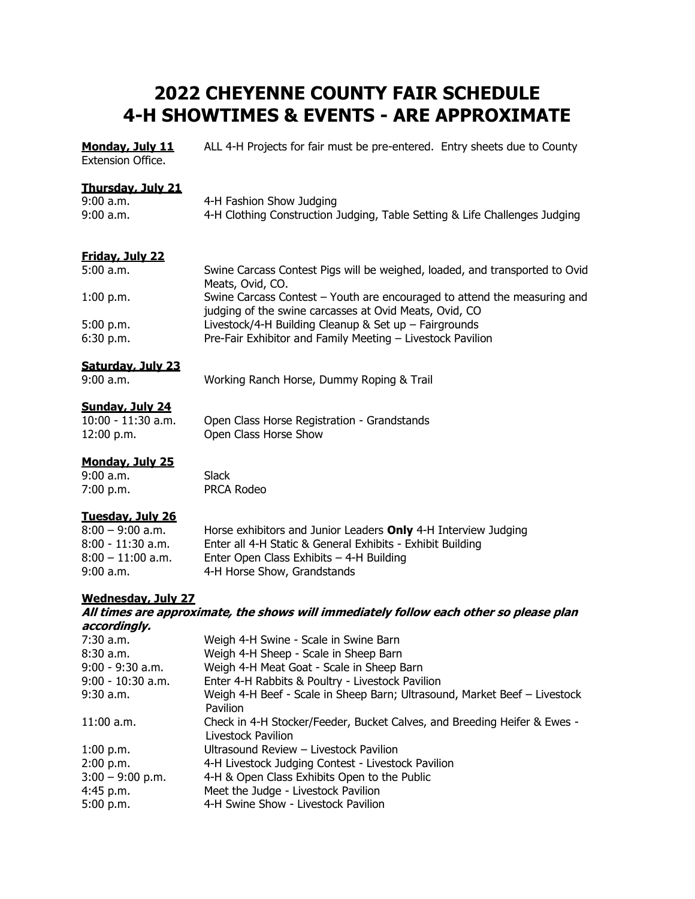# 2022 CHEYENNE COUNTY FAIR SCHEDULE
# 4-H SHOWTIMES & EVENTS - ARE APPROXIMATE

**Monday, July 11** ALL 4-H Projects for fair must be pre-entered. Entry sheets due to County Extension Office.

**Thursday, July 21**

| | |
|---|---|
| 9:00 a.m. | 4-H Fashion Show Judging |
| 9:00 a.m. | 4-H Clothing Construction Judging, Table Setting & Life Challenges Judging |

**Friday, July 22**

| | |
|---|---|
| 5:00 a.m. | Swine Carcass Contest Pigs will be weighed, loaded, and transported to Ovid Meats, Ovid, CO. |
| 1:00 p.m. | Swine Carcass Contest – Youth are encouraged to attend the measuring and judging of the swine carcasses at Ovid Meats, Ovid, CO |
| 5:00 p.m. | Livestock/4-H Building Cleanup & Set up – Fairgrounds |
| 6:30 p.m. | Pre-Fair Exhibitor and Family Meeting – Livestock Pavilion |

**Saturday, July 23**

| | |
|---|---|
| 9:00 a.m. | Working Ranch Horse, Dummy Roping & Trail |

**Sunday, July 24**

| | |
|---|---|
| 10:00 - 11:30 a.m. | Open Class Horse Registration - Grandstands |
| 12:00 p.m. | Open Class Horse Show |

**Monday, July 25**

| | |
|---|---|
| 9:00 a.m. | Slack |
| 7:00 p.m. | PRCA Rodeo |

**Tuesday, July 26**

| | |
|---|---|
| 8:00 – 9:00 a.m. | Horse exhibitors and Junior Leaders **Only** 4-H Interview Judging |
| 8:00 - 11:30 a.m. | Enter all 4-H Static & General Exhibits - Exhibit Building |
| 8:00 – 11:00 a.m. | Enter Open Class Exhibits – 4-H Building |
| 9:00 a.m. | 4-H Horse Show, Grandstands |

**Wednesday, July 27**

***All times are approximate, the shows will immediately follow each other so please plan accordingly.***

| | |
|---|---|
| 7:30 a.m. | Weigh 4-H Swine - Scale in Swine Barn |
| 8:30 a.m. | Weigh 4-H Sheep - Scale in Sheep Barn |
| 9:00 - 9:30 a.m. | Weigh 4-H Meat Goat - Scale in Sheep Barn |
| 9:00 - 10:30 a.m. | Enter 4-H Rabbits & Poultry - Livestock Pavilion |
| 9:30 a.m. | Weigh 4-H Beef - Scale in Sheep Barn; Ultrasound, Market Beef – Livestock Pavilion |
| 11:00 a.m. | Check in 4-H Stocker/Feeder, Bucket Calves, and Breeding Heifer & Ewes - Livestock Pavilion |
| 1:00 p.m. | Ultrasound Review – Livestock Pavilion |
| 2:00 p.m. | 4-H Livestock Judging Contest - Livestock Pavilion |
| 3:00 – 9:00 p.m. | 4-H & Open Class Exhibits Open to the Public |
| 4:45 p.m. | Meet the Judge - Livestock Pavilion |
| 5:00 p.m. | 4-H Swine Show - Livestock Pavilion |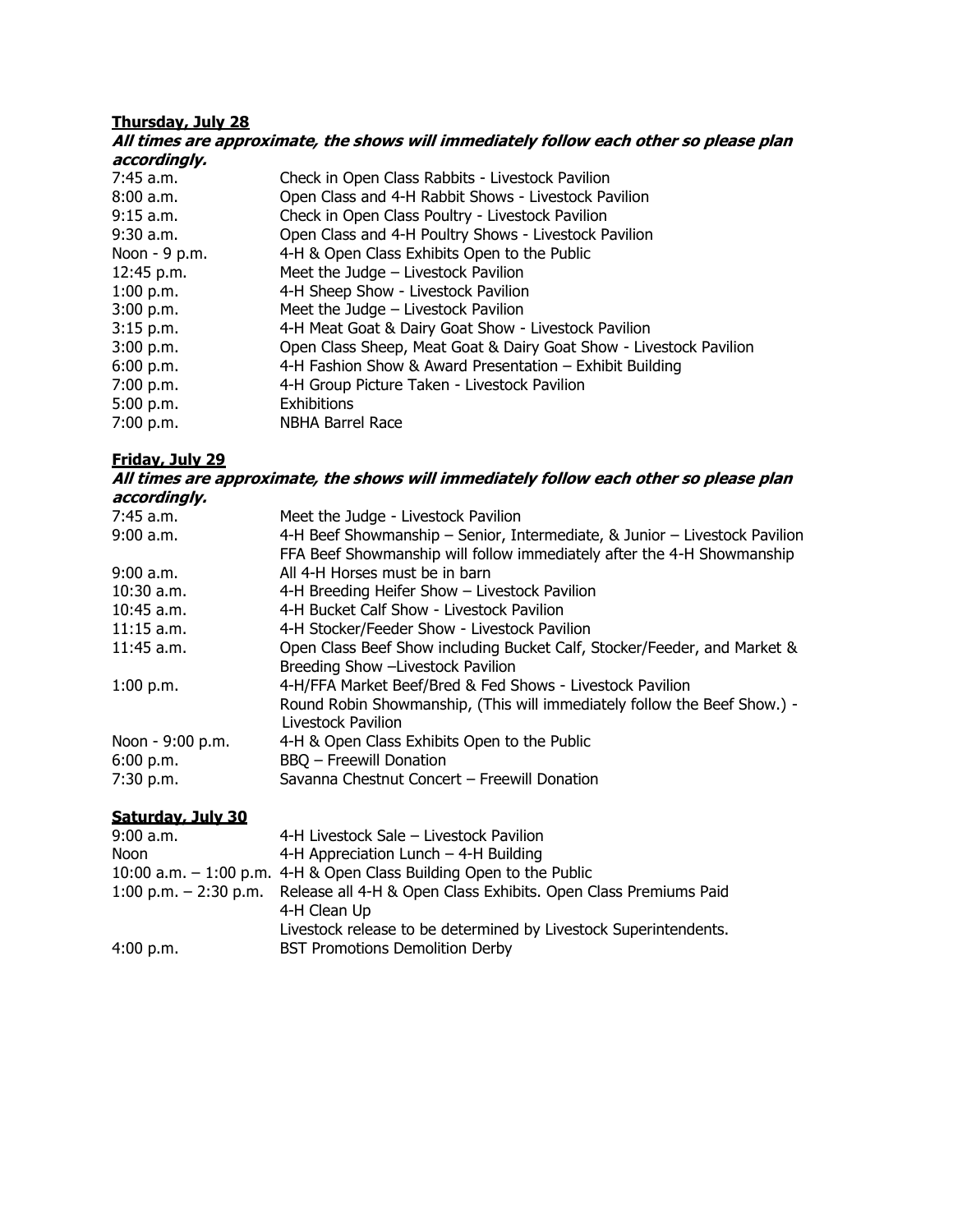**Thursday, July 28**

***All times are approximate, the shows will immediately follow each other so please plan accordingly.***

| | |
|---|---|
| 7:45 a.m. | Check in Open Class Rabbits - Livestock Pavilion |
| 8:00 a.m. | Open Class and 4-H Rabbit Shows - Livestock Pavilion |
| 9:15 a.m. | Check in Open Class Poultry - Livestock Pavilion |
| 9:30 a.m. | Open Class and 4-H Poultry Shows - Livestock Pavilion |
| Noon - 9 p.m. | 4-H & Open Class Exhibits Open to the Public |
| 12:45 p.m. | Meet the Judge – Livestock Pavilion |
| 1:00 p.m. | 4-H Sheep Show - Livestock Pavilion |
| 3:00 p.m. | Meet the Judge – Livestock Pavilion |
| 3:15 p.m. | 4-H Meat Goat & Dairy Goat Show - Livestock Pavilion |
| 3:00 p.m. | Open Class Sheep, Meat Goat & Dairy Goat Show - Livestock Pavilion |
| 6:00 p.m. | 4-H Fashion Show & Award Presentation – Exhibit Building |
| 7:00 p.m. | 4-H Group Picture Taken - Livestock Pavilion |
| 5:00 p.m. | Exhibitions |
| 7:00 p.m. | NBHA Barrel Race |

**Friday, July 29**

***All times are approximate, the shows will immediately follow each other so please plan accordingly.***

| | |
|---|---|
| 7:45 a.m. | Meet the Judge - Livestock Pavilion |
| 9:00 a.m. | 4-H Beef Showmanship – Senior, Intermediate, & Junior – Livestock Pavilion<br>FFA Beef Showmanship will follow immediately after the 4-H Showmanship |
| 9:00 a.m. | All 4-H Horses must be in barn |
| 10:30 a.m. | 4-H Breeding Heifer Show – Livestock Pavilion |
| 10:45 a.m. | 4-H Bucket Calf Show - Livestock Pavilion |
| 11:15 a.m. | 4-H Stocker/Feeder Show - Livestock Pavilion |
| 11:45 a.m. | Open Class Beef Show including Bucket Calf, Stocker/Feeder, and Market & Breeding Show –Livestock Pavilion |
| 1:00 p.m. | 4-H/FFA Market Beef/Bred & Fed Shows - Livestock Pavilion<br>Round Robin Showmanship, (This will immediately follow the Beef Show.) - Livestock Pavilion |
| Noon - 9:00 p.m. | 4-H & Open Class Exhibits Open to the Public |
| 6:00 p.m. | BBQ – Freewill Donation |
| 7:30 p.m. | Savanna Chestnut Concert – Freewill Donation |

**Saturday, July 30**

| | |
|---|---|
| 9:00 a.m. | 4-H Livestock Sale – Livestock Pavilion |
| Noon | 4-H Appreciation Lunch – 4-H Building |
| 10:00 a.m. – 1:00 p.m. | 4-H & Open Class Building Open to the Public |
| 1:00 p.m. – 2:30 p.m. | Release all 4-H & Open Class Exhibits. Open Class Premiums Paid<br>4-H Clean Up<br>Livestock release to be determined by Livestock Superintendents. |
| 4:00 p.m. | BST Promotions Demolition Derby |